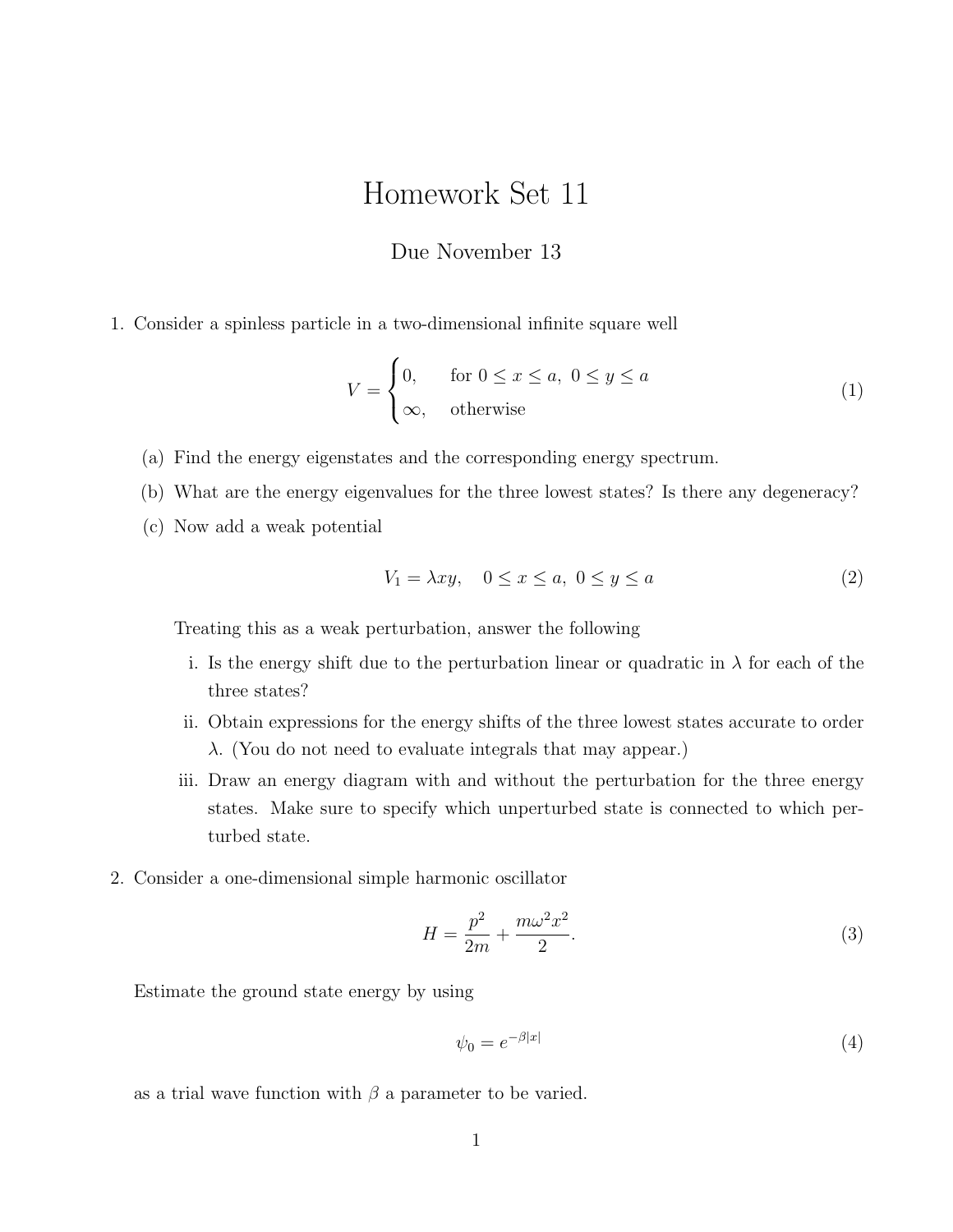# Homework Set 11

Due November 13

1. Consider a spinless particle in a two-dimensional infinite square well

$$V = \begin{cases} 0, & \text{for } 0 \le x \le a,\ 0 \le y \le a \\ \infty, & \text{otherwise} \end{cases} \tag{1}$$

   (a) Find the energy eigenstates and the corresponding energy spectrum.

   (b) What are the energy eigenvalues for the three lowest states? Is there any degeneracy?

   (c) Now add a weak potential

$$V_1 = \lambda xy, \quad 0 \le x \le a,\ 0 \le y \le a \tag{2}$$

   Treating this as a weak perturbation, answer the following

   i. Is the energy shift due to the perturbation linear or quadratic in $\lambda$ for each of the three states?

   ii. Obtain expressions for the energy shifts of the three lowest states accurate to order $\lambda$. (You do not need to evaluate integrals that may appear.)

   iii. Draw an energy diagram with and without the perturbation for the three energy states. Make sure to specify which unperturbed state is connected to which perturbed state.

2. Consider a one-dimensional simple harmonic oscillator

$$H = \frac{p^2}{2m} + \frac{m\omega^2 x^2}{2}. \tag{3}$$

Estimate the ground state energy by using

$$\psi_0 = e^{-\beta|x|} \tag{4}$$

as a trial wave function with $\beta$ a parameter to be varied.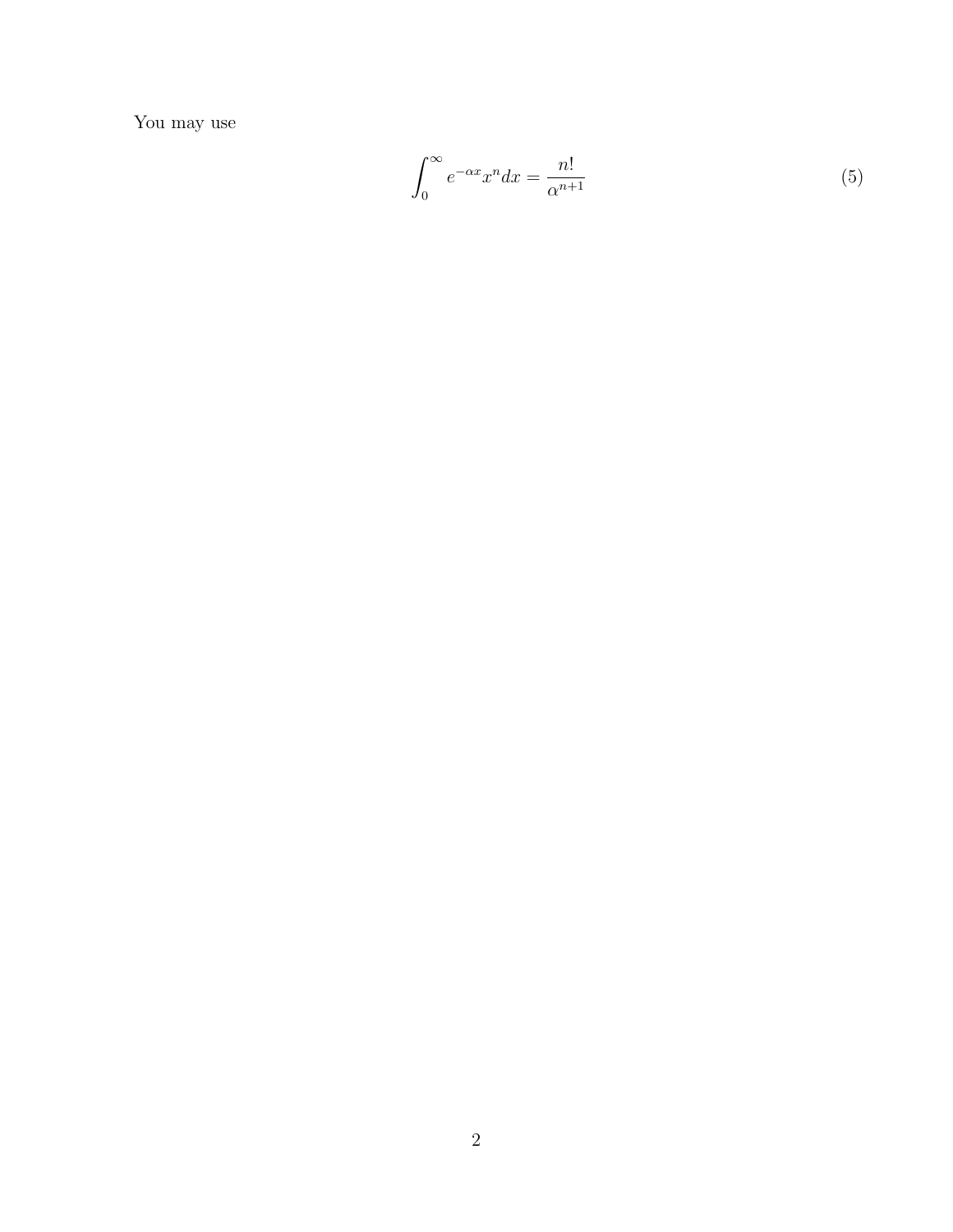You may use

$$\int_0^\infty e^{-\alpha x} x^n dx = \frac{n!}{\alpha^{n+1}} \tag{5}$$